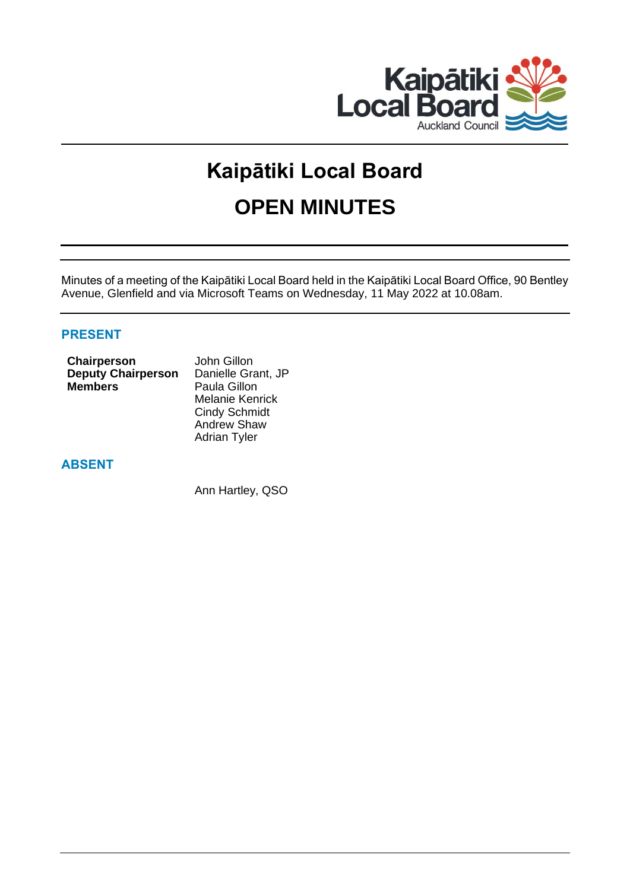# Kaipātiki Local Board

# OPEN MINUTES

Minutes of a meeting of the Kaipātiki Local Board held in the Kaipātiki Local Board Office, 90 Bentley Avenue, Glenfield and via Microsoft Teams on Wednesday, 11 May 2022 at 10.08am.

## PRESENT

| | |
|---|---|
| **Chairperson** | John Gillon |
| **Deputy Chairperson** | Danielle Grant, JP |
| **Members** | Paula Gillon |
| | Melanie Kenrick |
| | Cindy Schmidt |
| | Andrew Shaw |
| | Adrian Tyler |

## ABSENT

Ann Hartley, QSO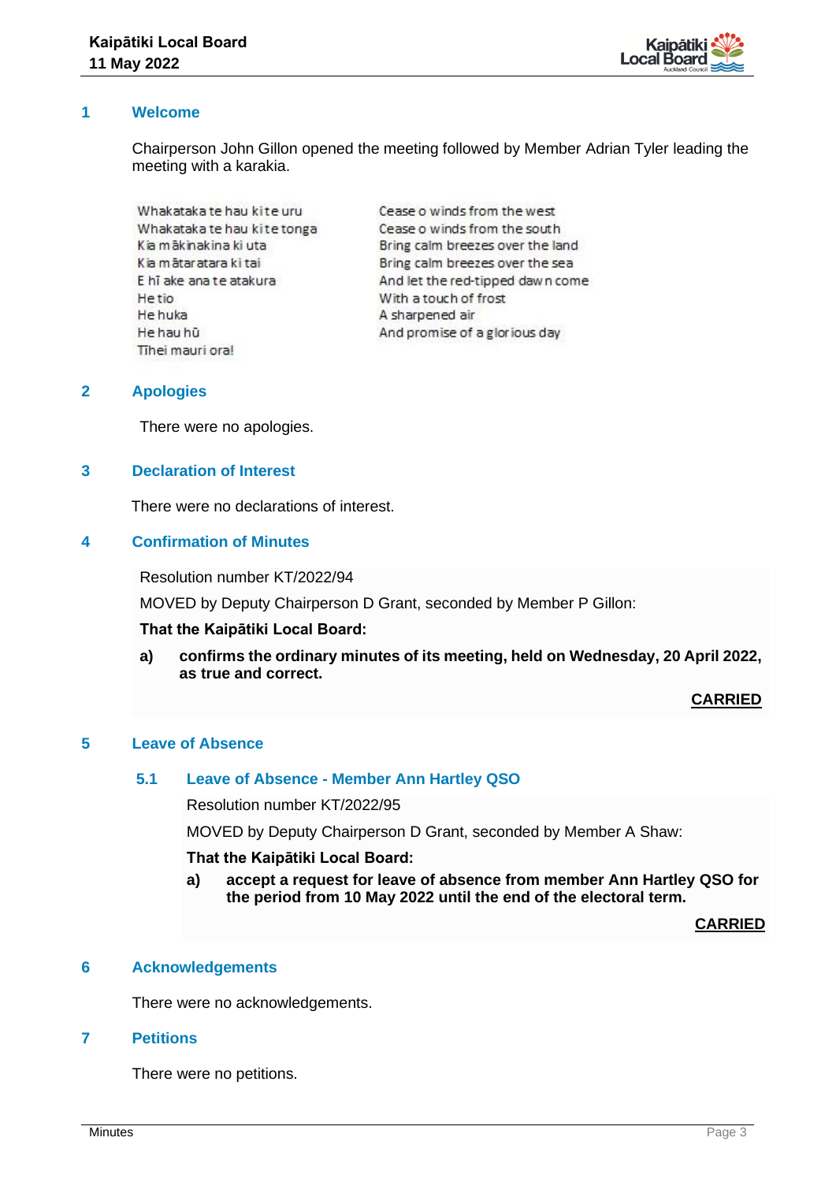## 1 Welcome

Chairperson John Gillon opened the meeting followed by Member Adrian Tyler leading the meeting with a karakia.

| | |
|---|---|
| Whakataka te hau ki te uru | Cease o winds from the west |
| Whakataka te hau ki te tonga | Cease o winds from the south |
| Kia mākinakina ki uta | Bring calm breezes over the land |
| Kia mātaratara ki tai | Bring calm breezes over the sea |
| E hī ake ana te atakura | And let the red-tipped dawn come |
| He tio | With a touch of frost |
| He huka | A sharpened air |
| He hau hū | And promise of a glorious day |
| Tīhei mauri ora! | |

## 2 Apologies

There were no apologies.

## 3 Declaration of Interest

There were no declarations of interest.

## 4 Confirmation of Minutes

Resolution number KT/2022/94

MOVED by Deputy Chairperson D Grant, seconded by Member P Gillon:

**That the Kaipātiki Local Board:**

**a) confirms the ordinary minutes of its meeting, held on Wednesday, 20 April 2022, as true and correct.**

**CARRIED**

## 5 Leave of Absence

### 5.1 Leave of Absence - Member Ann Hartley QSO

Resolution number KT/2022/95

MOVED by Deputy Chairperson D Grant, seconded by Member A Shaw:

**That the Kaipātiki Local Board:**

**a) accept a request for leave of absence from member Ann Hartley QSO for the period from 10 May 2022 until the end of the electoral term.**

**CARRIED**

## 6 Acknowledgements

There were no acknowledgements.

## 7 Petitions

There were no petitions.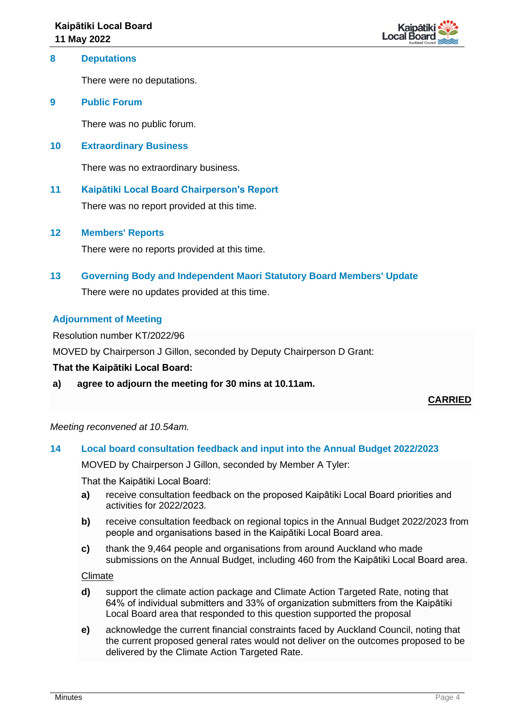## 8 Deputations

There were no deputations.

## 9 Public Forum

There was no public forum.

## 10 Extraordinary Business

There was no extraordinary business.

## 11 Kaipātiki Local Board Chairperson's Report

There was no report provided at this time.

## 12 Members' Reports

There were no reports provided at this time.

## 13 Governing Body and Independent Maori Statutory Board Members' Update

There were no updates provided at this time.

### Adjournment of Meeting

Resolution number KT/2022/96

MOVED by Chairperson J Gillon, seconded by Deputy Chairperson D Grant:

**That the Kaipātiki Local Board:**

**a) agree to adjourn the meeting for 30 mins at 10.11am.**

**CARRIED**

*Meeting reconvened at 10.54am.*

## 14 Local board consultation feedback and input into the Annual Budget 2022/2023

MOVED by Chairperson J Gillon, seconded by Member A Tyler:

That the Kaipātiki Local Board:

**a)** receive consultation feedback on the proposed Kaipātiki Local Board priorities and activities for 2022/2023.

**b)** receive consultation feedback on regional topics in the Annual Budget 2022/2023 from people and organisations based in the Kaipātiki Local Board area.

**c)** thank the 9,464 people and organisations from around Auckland who made submissions on the Annual Budget, including 460 from the Kaipātiki Local Board area.

Climate

**d)** support the climate action package and Climate Action Targeted Rate, noting that 64% of individual submitters and 33% of organization submitters from the Kaipātiki Local Board area that responded to this question supported the proposal

**e)** acknowledge the current financial constraints faced by Auckland Council, noting that the current proposed general rates would not deliver on the outcomes proposed to be delivered by the Climate Action Targeted Rate.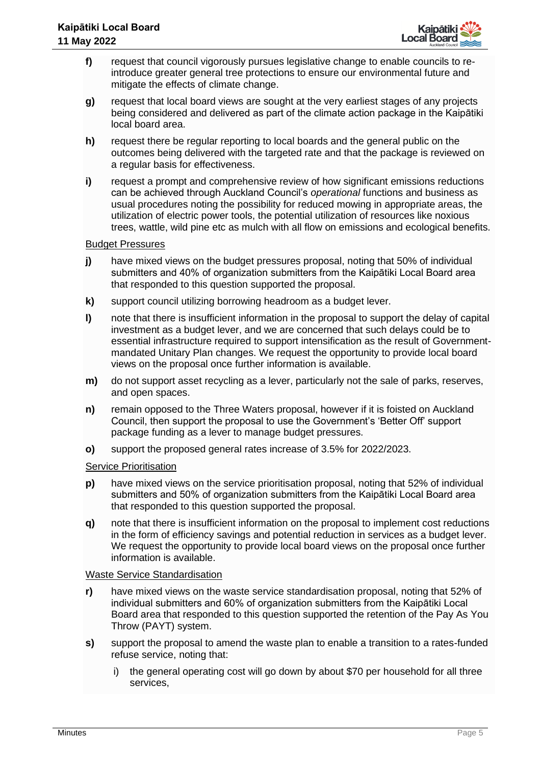f) request that council vigorously pursues legislative change to enable councils to re-introduce greater general tree protections to ensure our environmental future and mitigate the effects of climate change.

g) request that local board views are sought at the very earliest stages of any projects being considered and delivered as part of the climate action package in the Kaipātiki local board area.

h) request there be regular reporting to local boards and the general public on the outcomes being delivered with the targeted rate and that the package is reviewed on a regular basis for effectiveness.

i) request a prompt and comprehensive review of how significant emissions reductions can be achieved through Auckland Council's *operational* functions and business as usual procedures noting the possibility for reduced mowing in appropriate areas, the utilization of electric power tools, the potential utilization of resources like noxious trees, wattle, wild pine etc as mulch with all flow on emissions and ecological benefits.

<u>Budget Pressures</u>

j) have mixed views on the budget pressures proposal, noting that 50% of individual submitters and 40% of organization submitters from the Kaipātiki Local Board area that responded to this question supported the proposal.

k) support council utilizing borrowing headroom as a budget lever.

l) note that there is insufficient information in the proposal to support the delay of capital investment as a budget lever, and we are concerned that such delays could be to essential infrastructure required to support intensification as the result of Government-mandated Unitary Plan changes. We request the opportunity to provide local board views on the proposal once further information is available.

m) do not support asset recycling as a lever, particularly not the sale of parks, reserves, and open spaces.

n) remain opposed to the Three Waters proposal, however if it is foisted on Auckland Council, then support the proposal to use the Government's 'Better Off' support package funding as a lever to manage budget pressures.

o) support the proposed general rates increase of 3.5% for 2022/2023.

<u>Service Prioritisation</u>

p) have mixed views on the service prioritisation proposal, noting that 52% of individual submitters and 50% of organization submitters from the Kaipātiki Local Board area that responded to this question supported the proposal.

q) note that there is insufficient information on the proposal to implement cost reductions in the form of efficiency savings and potential reduction in services as a budget lever. We request the opportunity to provide local board views on the proposal once further information is available.

<u>Waste Service Standardisation</u>

r) have mixed views on the waste service standardisation proposal, noting that 52% of individual submitters and 60% of organization submitters from the Kaipātiki Local Board area that responded to this question supported the retention of the Pay As You Throw (PAYT) system.

s) support the proposal to amend the waste plan to enable a transition to a rates-funded refuse service, noting that:

   i) the general operating cost will go down by about $70 per household for all three services,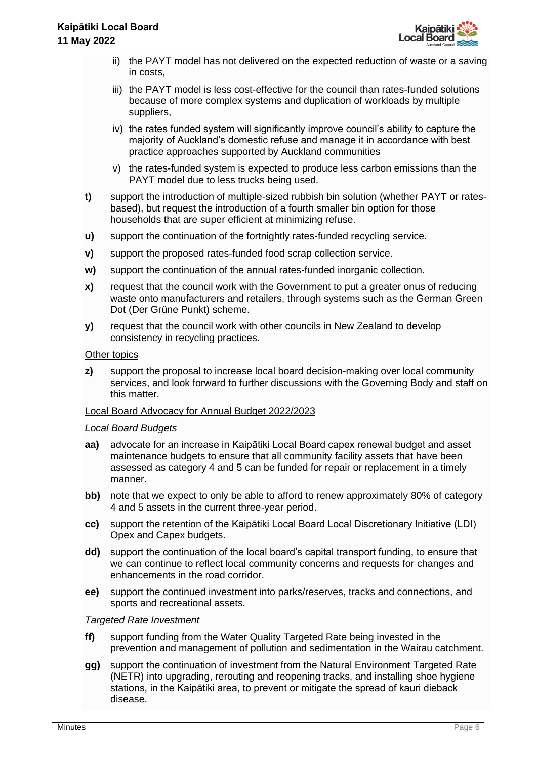ii) the PAYT model has not delivered on the expected reduction of waste or a saving in costs,

iii) the PAYT model is less cost-effective for the council than rates-funded solutions because of more complex systems and duplication of workloads by multiple suppliers,

iv) the rates funded system will significantly improve council's ability to capture the majority of Auckland's domestic refuse and manage it in accordance with best practice approaches supported by Auckland communities

v) the rates-funded system is expected to produce less carbon emissions than the PAYT model due to less trucks being used.

**t)** support the introduction of multiple-sized rubbish bin solution (whether PAYT or rates-based), but request the introduction of a fourth smaller bin option for those households that are super efficient at minimizing refuse.

**u)** support the continuation of the fortnightly rates-funded recycling service.

**v)** support the proposed rates-funded food scrap collection service.

**w)** support the continuation of the annual rates-funded inorganic collection.

**x)** request that the council work with the Government to put a greater onus of reducing waste onto manufacturers and retailers, through systems such as the German Green Dot (Der Grüne Punkt) scheme.

**y)** request that the council work with other councils in New Zealand to develop consistency in recycling practices.

<u>Other topics</u>

**z)** support the proposal to increase local board decision-making over local community services, and look forward to further discussions with the Governing Body and staff on this matter.

<u>Local Board Advocacy for Annual Budget 2022/2023</u>

*Local Board Budgets*

**aa)** advocate for an increase in Kaipātiki Local Board capex renewal budget and asset maintenance budgets to ensure that all community facility assets that have been assessed as category 4 and 5 can be funded for repair or replacement in a timely manner.

**bb)** note that we expect to only be able to afford to renew approximately 80% of category 4 and 5 assets in the current three-year period.

**cc)** support the retention of the Kaipātiki Local Board Local Discretionary Initiative (LDI) Opex and Capex budgets.

**dd)** support the continuation of the local board's capital transport funding, to ensure that we can continue to reflect local community concerns and requests for changes and enhancements in the road corridor.

**ee)** support the continued investment into parks/reserves, tracks and connections, and sports and recreational assets.

*Targeted Rate Investment*

**ff)** support funding from the Water Quality Targeted Rate being invested in the prevention and management of pollution and sedimentation in the Wairau catchment.

**gg)** support the continuation of investment from the Natural Environment Targeted Rate (NETR) into upgrading, rerouting and reopening tracks, and installing shoe hygiene stations, in the Kaipātiki area, to prevent or mitigate the spread of kauri dieback disease.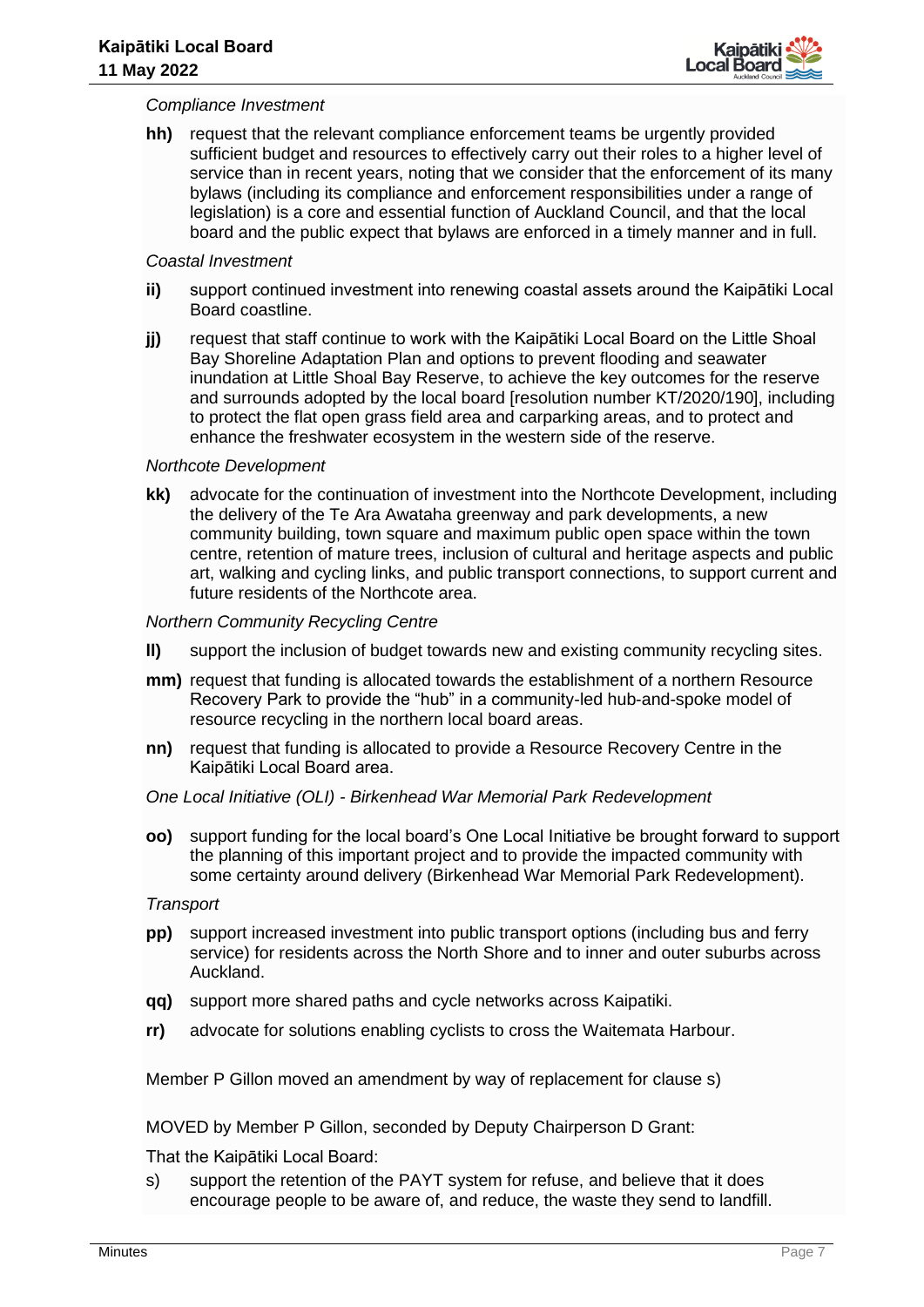*Compliance Investment*

**hh)** request that the relevant compliance enforcement teams be urgently provided sufficient budget and resources to effectively carry out their roles to a higher level of service than in recent years, noting that we consider that the enforcement of its many bylaws (including its compliance and enforcement responsibilities under a range of legislation) is a core and essential function of Auckland Council, and that the local board and the public expect that bylaws are enforced in a timely manner and in full.

*Coastal Investment*

**ii)** support continued investment into renewing coastal assets around the Kaipātiki Local Board coastline.

**jj)** request that staff continue to work with the Kaipātiki Local Board on the Little Shoal Bay Shoreline Adaptation Plan and options to prevent flooding and seawater inundation at Little Shoal Bay Reserve, to achieve the key outcomes for the reserve and surrounds adopted by the local board [resolution number KT/2020/190], including to protect the flat open grass field area and carparking areas, and to protect and enhance the freshwater ecosystem in the western side of the reserve.

*Northcote Development*

**kk)** advocate for the continuation of investment into the Northcote Development, including the delivery of the Te Ara Awataha greenway and park developments, a new community building, town square and maximum public open space within the town centre, retention of mature trees, inclusion of cultural and heritage aspects and public art, walking and cycling links, and public transport connections, to support current and future residents of the Northcote area.

*Northern Community Recycling Centre*

**ll)** support the inclusion of budget towards new and existing community recycling sites.

**mm)** request that funding is allocated towards the establishment of a northern Resource Recovery Park to provide the "hub" in a community-led hub-and-spoke model of resource recycling in the northern local board areas.

**nn)** request that funding is allocated to provide a Resource Recovery Centre in the Kaipātiki Local Board area.

*One Local Initiative (OLI) - Birkenhead War Memorial Park Redevelopment*

**oo)** support funding for the local board's One Local Initiative be brought forward to support the planning of this important project and to provide the impacted community with some certainty around delivery (Birkenhead War Memorial Park Redevelopment).

*Transport*

**pp)** support increased investment into public transport options (including bus and ferry service) for residents across the North Shore and to inner and outer suburbs across Auckland.

**qq)** support more shared paths and cycle networks across Kaipatiki.

**rr)** advocate for solutions enabling cyclists to cross the Waitemata Harbour.

Member P Gillon moved an amendment by way of replacement for clause s)

MOVED by Member P Gillon, seconded by Deputy Chairperson D Grant:

That the Kaipātiki Local Board:

s) support the retention of the PAYT system for refuse, and believe that it does encourage people to be aware of, and reduce, the waste they send to landfill.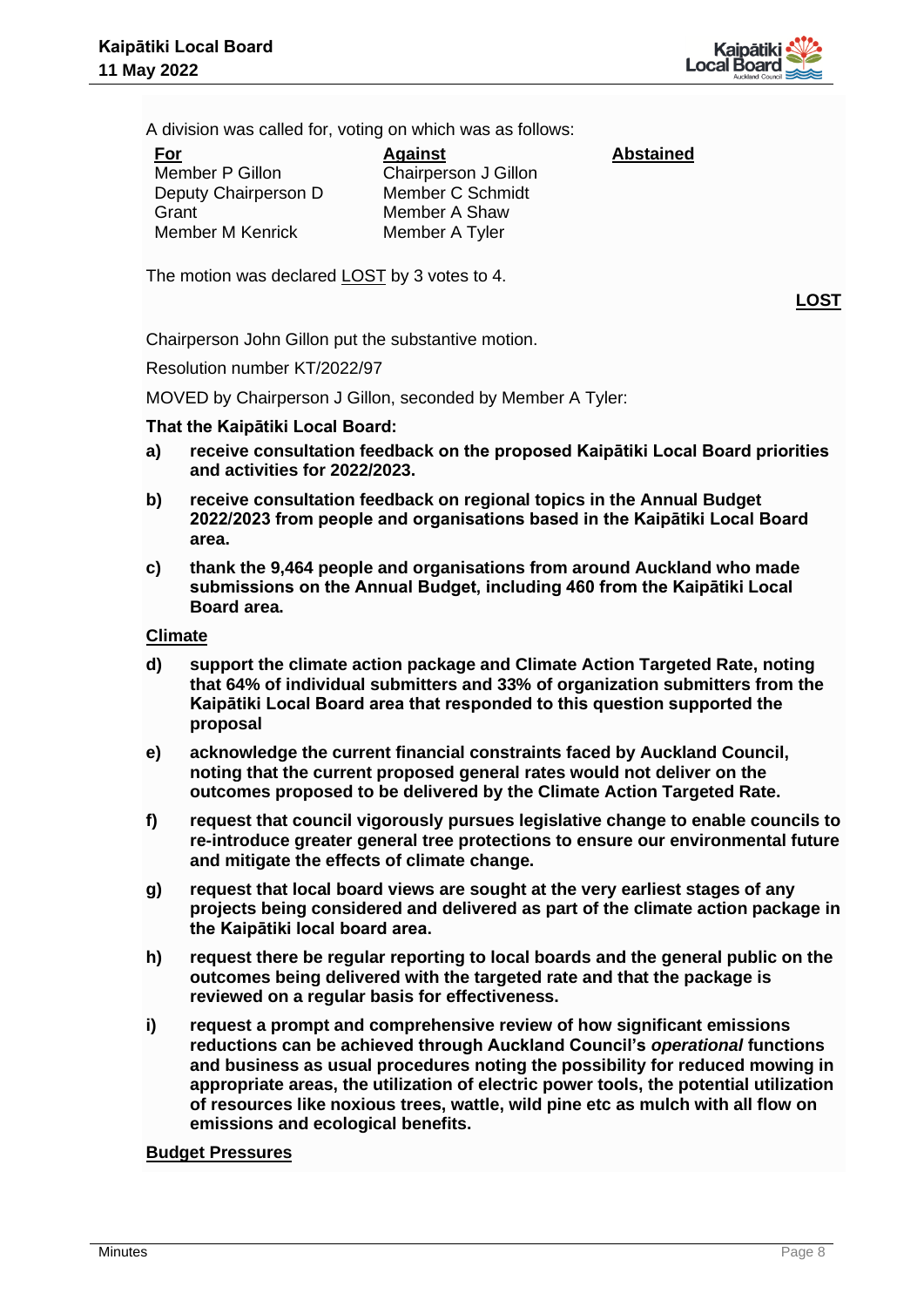A division was called for, voting on which was as follows:

| For | Against | Abstained |
| --- | --- | --- |
| Member P Gillon | Chairperson J Gillon | |
| Deputy Chairperson D Grant | Member C Schmidt | |
| Member M Kenrick | Member A Shaw | |
| | Member A Tyler | |

The motion was declared LOST by 3 votes to 4.

**LOST**

Chairperson John Gillon put the substantive motion.

Resolution number KT/2022/97

MOVED by Chairperson J Gillon, seconded by Member A Tyler:

**That the Kaipātiki Local Board:**

**a) receive consultation feedback on the proposed Kaipātiki Local Board priorities and activities for 2022/2023.**

**b) receive consultation feedback on regional topics in the Annual Budget 2022/2023 from people and organisations based in the Kaipātiki Local Board area.**

**c) thank the 9,464 people and organisations from around Auckland who made submissions on the Annual Budget, including 460 from the Kaipātiki Local Board area.**

**Climate**

**d) support the climate action package and Climate Action Targeted Rate, noting that 64% of individual submitters and 33% of organization submitters from the Kaipātiki Local Board area that responded to this question supported the proposal**

**e) acknowledge the current financial constraints faced by Auckland Council, noting that the current proposed general rates would not deliver on the outcomes proposed to be delivered by the Climate Action Targeted Rate.**

**f) request that council vigorously pursues legislative change to enable councils to re-introduce greater general tree protections to ensure our environmental future and mitigate the effects of climate change.**

**g) request that local board views are sought at the very earliest stages of any projects being considered and delivered as part of the climate action package in the Kaipātiki local board area.**

**h) request there be regular reporting to local boards and the general public on the outcomes being delivered with the targeted rate and that the package is reviewed on a regular basis for effectiveness.**

**i) request a prompt and comprehensive review of how significant emissions reductions can be achieved through Auckland Council's *operational* functions and business as usual procedures noting the possibility for reduced mowing in appropriate areas, the utilization of electric power tools, the potential utilization of resources like noxious trees, wattle, wild pine etc as mulch with all flow on emissions and ecological benefits.**

**Budget Pressures**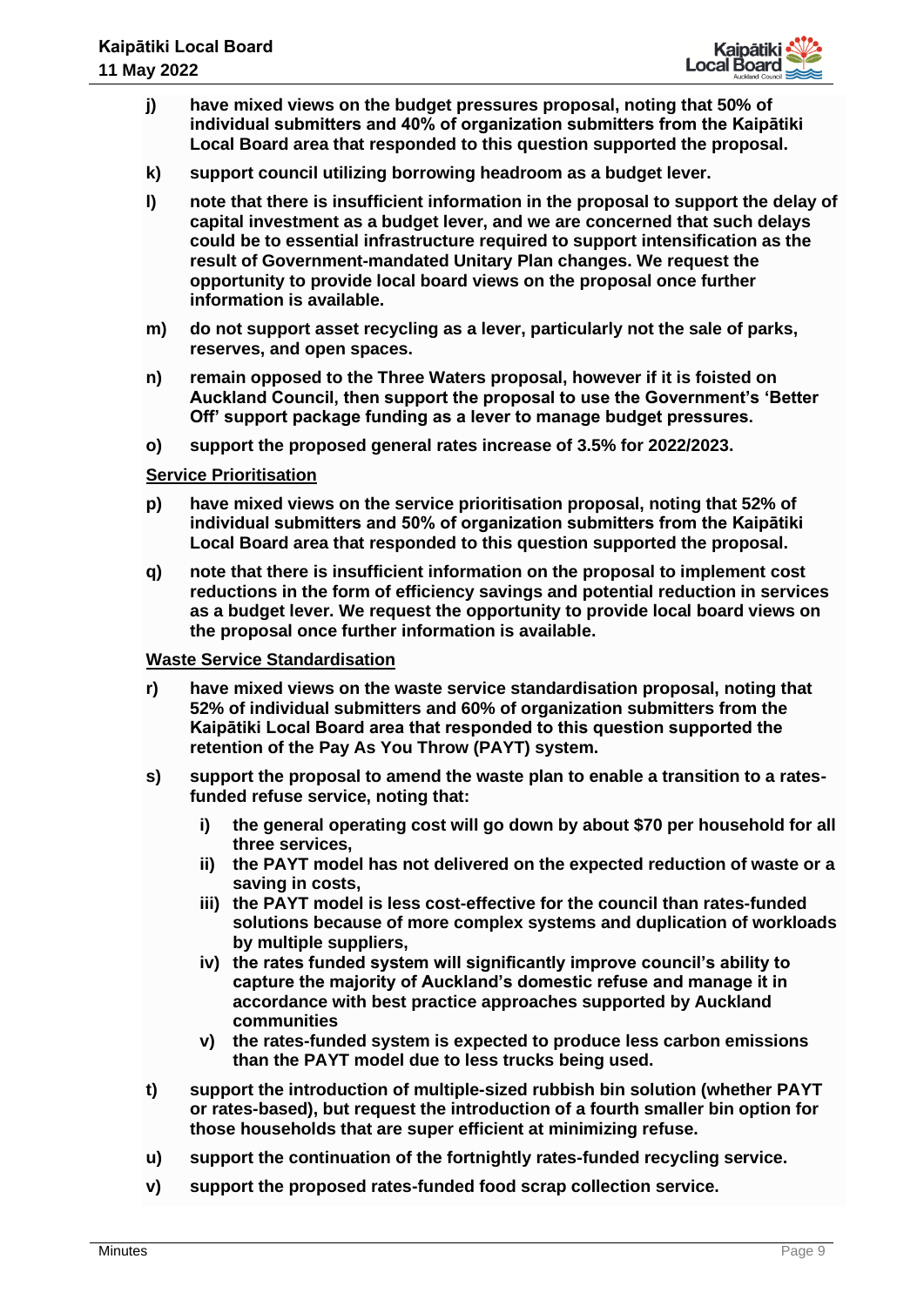j) **have mixed views on the budget pressures proposal, noting that 50% of individual submitters and 40% of organization submitters from the Kaipātiki Local Board area that responded to this question supported the proposal.**

k) **support council utilizing borrowing headroom as a budget lever.**

l) **note that there is insufficient information in the proposal to support the delay of capital investment as a budget lever, and we are concerned that such delays could be to essential infrastructure required to support intensification as the result of Government-mandated Unitary Plan changes. We request the opportunity to provide local board views on the proposal once further information is available.**

m) **do not support asset recycling as a lever, particularly not the sale of parks, reserves, and open spaces.**

n) **remain opposed to the Three Waters proposal, however if it is foisted on Auckland Council, then support the proposal to use the Government's 'Better Off' support package funding as a lever to manage budget pressures.**

o) **support the proposed general rates increase of 3.5% for 2022/2023.**

**Service Prioritisation**

p) **have mixed views on the service prioritisation proposal, noting that 52% of individual submitters and 50% of organization submitters from the Kaipātiki Local Board area that responded to this question supported the proposal.**

q) **note that there is insufficient information on the proposal to implement cost reductions in the form of efficiency savings and potential reduction in services as a budget lever. We request the opportunity to provide local board views on the proposal once further information is available.**

**Waste Service Standardisation**

r) **have mixed views on the waste service standardisation proposal, noting that 52% of individual submitters and 60% of organization submitters from the Kaipātiki Local Board area that responded to this question supported the retention of the Pay As You Throw (PAYT) system.**

s) **support the proposal to amend the waste plan to enable a transition to a rates-funded refuse service, noting that:**

   i) **the general operating cost will go down by about $70 per household for all three services,**
   
   ii) **the PAYT model has not delivered on the expected reduction of waste or a saving in costs,**
   
   iii) **the PAYT model is less cost-effective for the council than rates-funded solutions because of more complex systems and duplication of workloads by multiple suppliers,**
   
   iv) **the rates funded system will significantly improve council's ability to capture the majority of Auckland's domestic refuse and manage it in accordance with best practice approaches supported by Auckland communities**
   
   v) **the rates-funded system is expected to produce less carbon emissions than the PAYT model due to less trucks being used.**

t) **support the introduction of multiple-sized rubbish bin solution (whether PAYT or rates-based), but request the introduction of a fourth smaller bin option for those households that are super efficient at minimizing refuse.**

u) **support the continuation of the fortnightly rates-funded recycling service.**

v) **support the proposed rates-funded food scrap collection service.**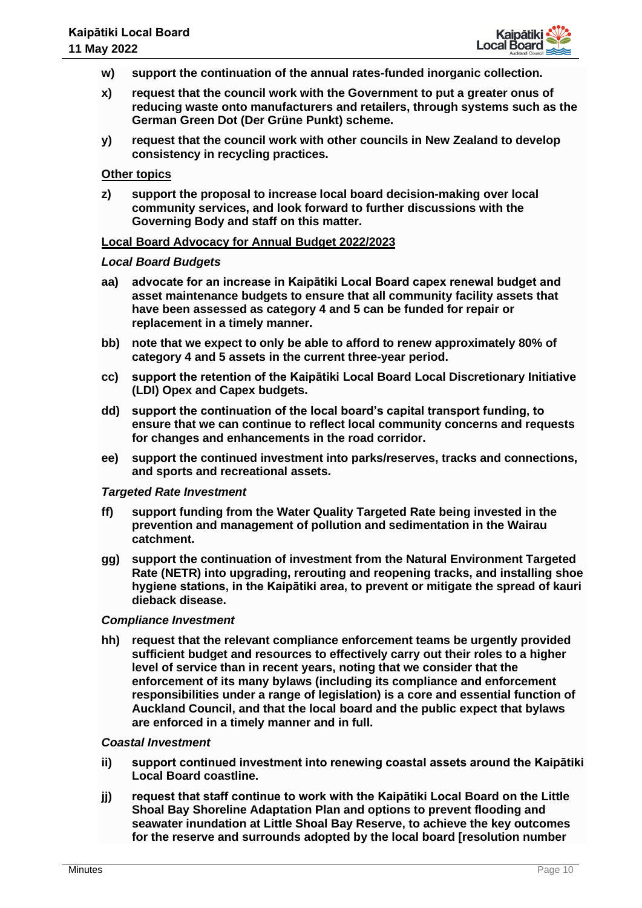**w) support the continuation of the annual rates-funded inorganic collection.**

**x) request that the council work with the Government to put a greater onus of reducing waste onto manufacturers and retailers, through systems such as the German Green Dot (Der Grüne Punkt) scheme.**

**y) request that the council work with other councils in New Zealand to develop consistency in recycling practices.**

**Other topics**

**z) support the proposal to increase local board decision-making over local community services, and look forward to further discussions with the Governing Body and staff on this matter.**

**Local Board Advocacy for Annual Budget 2022/2023**

***Local Board Budgets***

**aa) advocate for an increase in Kaipātiki Local Board capex renewal budget and asset maintenance budgets to ensure that all community facility assets that have been assessed as category 4 and 5 can be funded for repair or replacement in a timely manner.**

**bb) note that we expect to only be able to afford to renew approximately 80% of category 4 and 5 assets in the current three-year period.**

**cc) support the retention of the Kaipātiki Local Board Local Discretionary Initiative (LDI) Opex and Capex budgets.**

**dd) support the continuation of the local board's capital transport funding, to ensure that we can continue to reflect local community concerns and requests for changes and enhancements in the road corridor.**

**ee) support the continued investment into parks/reserves, tracks and connections, and sports and recreational assets.**

***Targeted Rate Investment***

**ff) support funding from the Water Quality Targeted Rate being invested in the prevention and management of pollution and sedimentation in the Wairau catchment.**

**gg) support the continuation of investment from the Natural Environment Targeted Rate (NETR) into upgrading, rerouting and reopening tracks, and installing shoe hygiene stations, in the Kaipātiki area, to prevent or mitigate the spread of kauri dieback disease.**

***Compliance Investment***

**hh) request that the relevant compliance enforcement teams be urgently provided sufficient budget and resources to effectively carry out their roles to a higher level of service than in recent years, noting that we consider that the enforcement of its many bylaws (including its compliance and enforcement responsibilities under a range of legislation) is a core and essential function of Auckland Council, and that the local board and the public expect that bylaws are enforced in a timely manner and in full.**

***Coastal Investment***

**ii) support continued investment into renewing coastal assets around the Kaipātiki Local Board coastline.**

**jj) request that staff continue to work with the Kaipātiki Local Board on the Little Shoal Bay Shoreline Adaptation Plan and options to prevent flooding and seawater inundation at Little Shoal Bay Reserve, to achieve the key outcomes for the reserve and surrounds adopted by the local board [resolution number**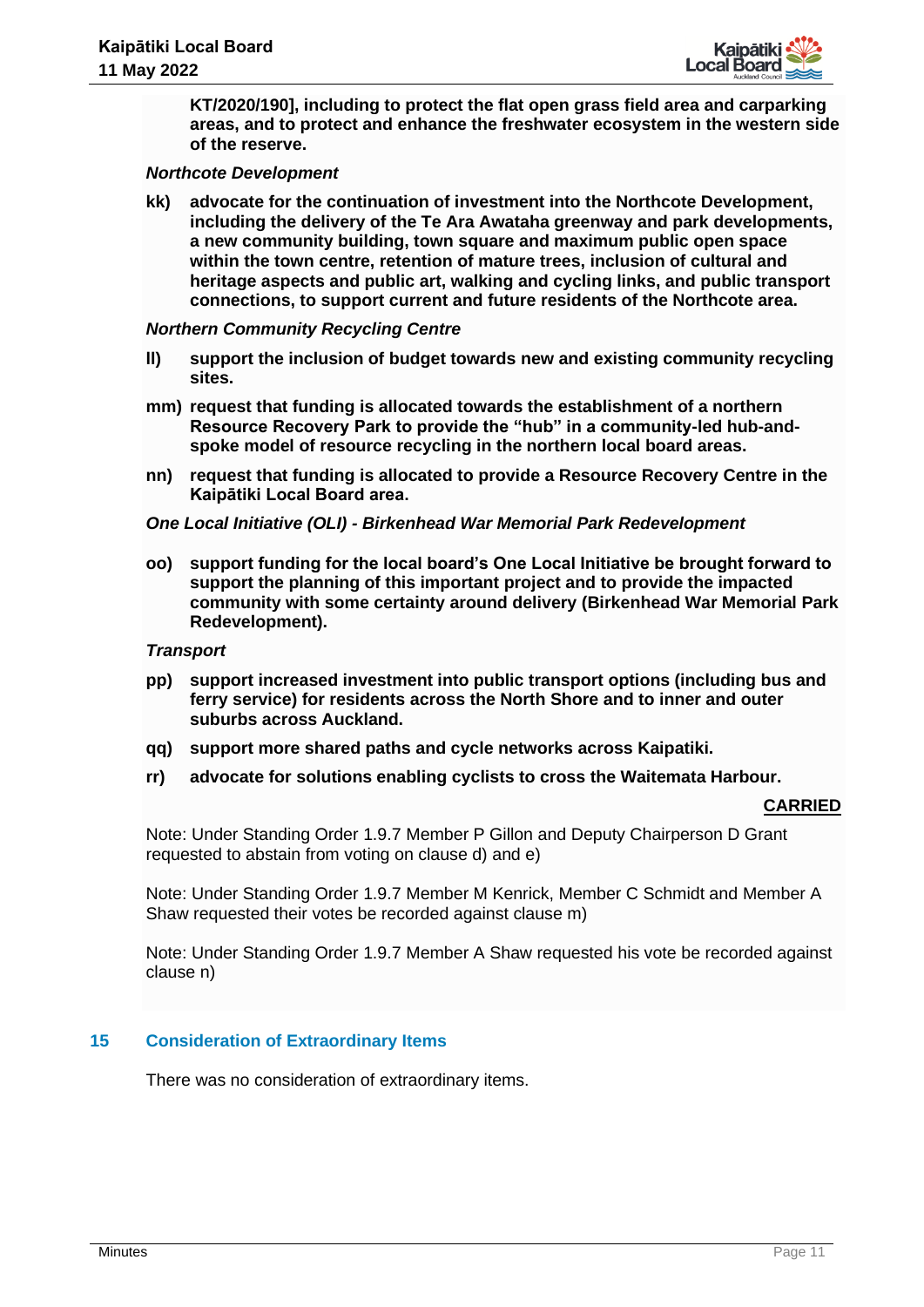**KT/2020/190], including to protect the flat open grass field area and carparking areas, and to protect and enhance the freshwater ecosystem in the western side of the reserve.**

*Northcote Development*

**kk) advocate for the continuation of investment into the Northcote Development, including the delivery of the Te Ara Awataha greenway and park developments, a new community building, town square and maximum public open space within the town centre, retention of mature trees, inclusion of cultural and heritage aspects and public art, walking and cycling links, and public transport connections, to support current and future residents of the Northcote area.**

*Northern Community Recycling Centre*

**ll) support the inclusion of budget towards new and existing community recycling sites.**

**mm) request that funding is allocated towards the establishment of a northern Resource Recovery Park to provide the "hub" in a community-led hub-and-spoke model of resource recycling in the northern local board areas.**

**nn) request that funding is allocated to provide a Resource Recovery Centre in the Kaipātiki Local Board area.**

*One Local Initiative (OLI) - Birkenhead War Memorial Park Redevelopment*

**oo) support funding for the local board's One Local Initiative be brought forward to support the planning of this important project and to provide the impacted community with some certainty around delivery (Birkenhead War Memorial Park Redevelopment).**

*Transport*

**pp) support increased investment into public transport options (including bus and ferry service) for residents across the North Shore and to inner and outer suburbs across Auckland.**

**qq) support more shared paths and cycle networks across Kaipatiki.**

**rr) advocate for solutions enabling cyclists to cross the Waitemata Harbour.**

**CARRIED**

Note: Under Standing Order 1.9.7 Member P Gillon and Deputy Chairperson D Grant requested to abstain from voting on clause d) and e)

Note: Under Standing Order 1.9.7 Member M Kenrick, Member C Schmidt and Member A Shaw requested their votes be recorded against clause m)

Note: Under Standing Order 1.9.7 Member A Shaw requested his vote be recorded against clause n)

## 15 Consideration of Extraordinary Items

There was no consideration of extraordinary items.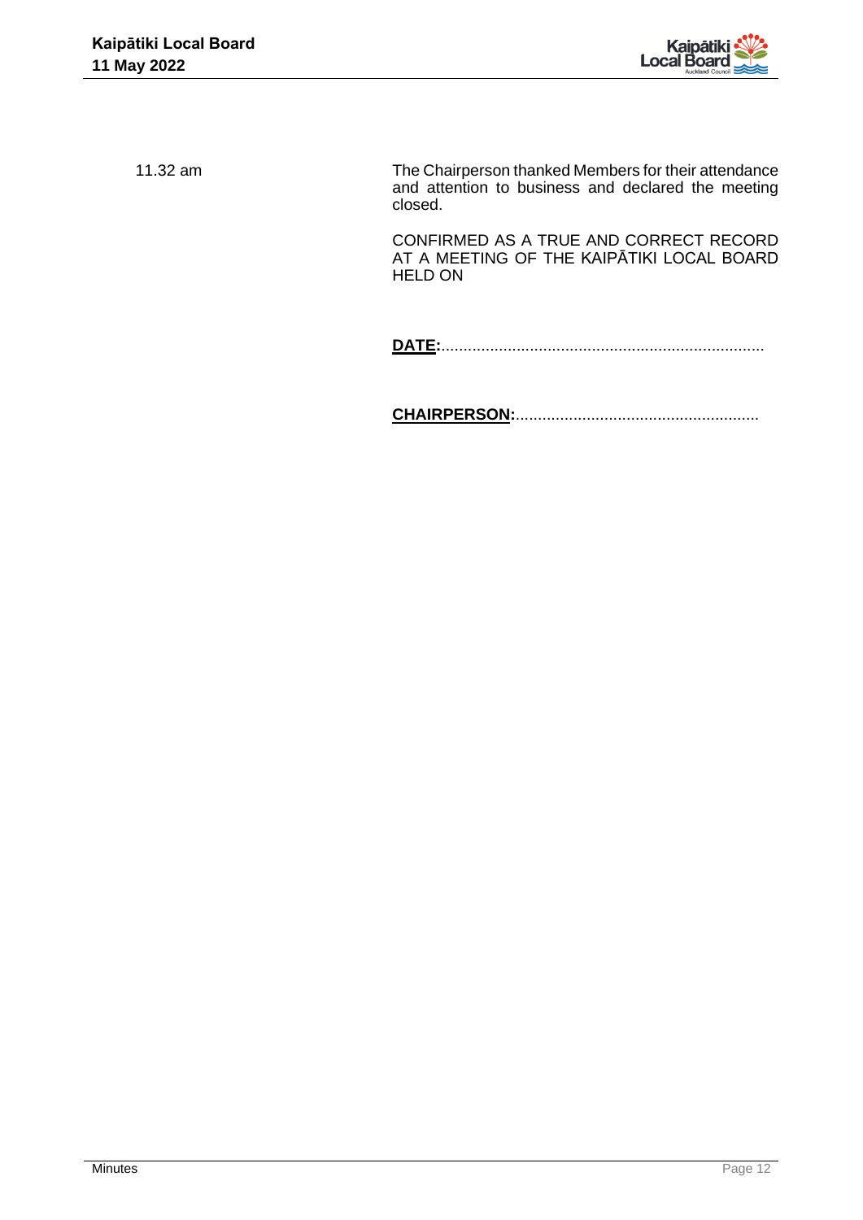11.32 am

The Chairperson thanked Members for their attendance and attention to business and declared the meeting closed.

CONFIRMED AS A TRUE AND CORRECT RECORD AT A MEETING OF THE KAIPĀTIKI LOCAL BOARD HELD ON

**DATE:**.........................................................................

**CHAIRPERSON:**.......................................................